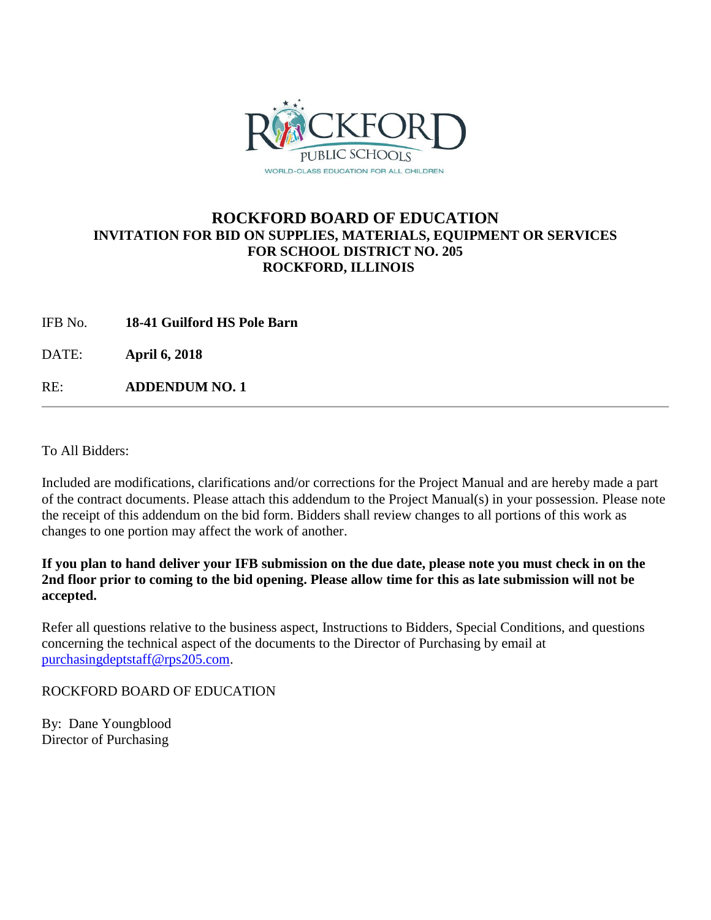ROCKFORD PUBLIC SCHOOLS

WORLD-CLASS EDUCATION FOR ALL CHILDREN

# ROCKFORD BOARD OF EDUCATION

## INVITATION FOR BID ON SUPPLIES, MATERIALS, EQUIPMENT OR SERVICES FOR SCHOOL DISTRICT NO. 205 ROCKFORD, ILLINOIS

IFB No. **18-41 Guilford HS Pole Barn**

DATE: **April 6, 2018**

RE: **ADDENDUM NO. 1**

---

To All Bidders:

Included are modifications, clarifications and/or corrections for the Project Manual and are hereby made a part of the contract documents. Please attach this addendum to the Project Manual(s) in your possession. Please note the receipt of this addendum on the bid form. Bidders shall review changes to all portions of this work as changes to one portion may affect the work of another.

**If you plan to hand deliver your IFB submission on the due date, please note you must check in on the 2nd floor prior to coming to the bid opening. Please allow time for this as late submission will not be accepted.**

Refer all questions relative to the business aspect, Instructions to Bidders, Special Conditions, and questions concerning the technical aspect of the documents to the Director of Purchasing by email at purchasingdeptstaff@rps205.com.

ROCKFORD BOARD OF EDUCATION

By: Dane Youngblood
Director of Purchasing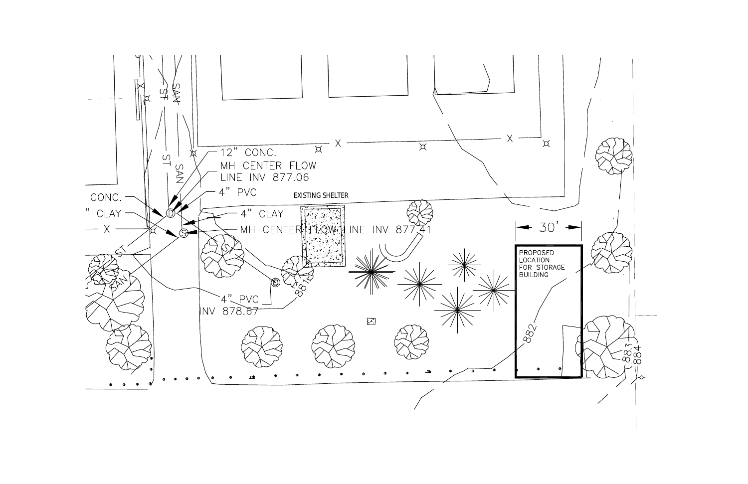12" CONC.

MH CENTER FLOW LINE INV 877.06

4" PVC

CONC.

" CLAY

4" CLAY

MH CENTER FLOW LINE INV 877.41

EXISTING SHELTER

4" PVC

INV 878.67

ST

SAN

X

881

882

883

884

30'

PROPOSED LOCATION FOR STORAGE BUILDING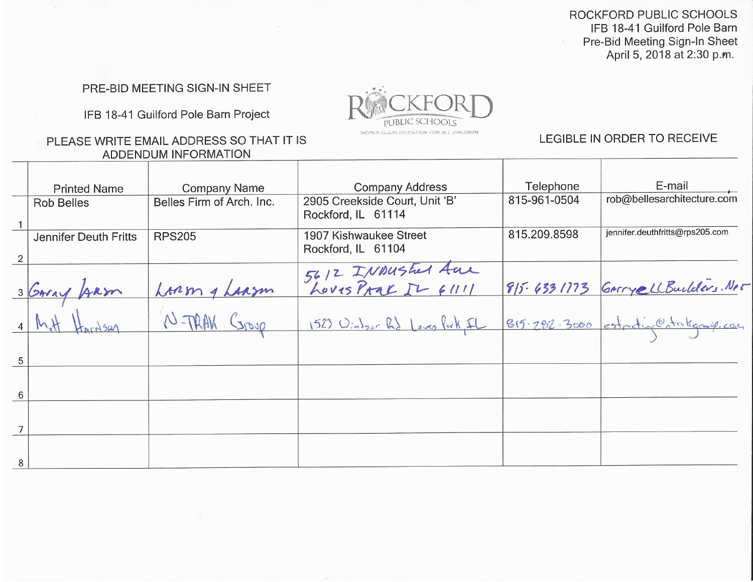ROCKFORD PUBLIC SCHOOLS
IFB 18-41 Guilford Pole Barn
Pre-Bid Meeting Sign-In Sheet
April 5, 2018 at 2:30 p.m.

PRE-BID MEETING SIGN-IN SHEET

IFB 18-41 Guilford Pole Barn Project

ROCKFORD PUBLIC SCHOOLS
WORLD-CLASS EDUCATION FOR ALL CHILDREN

PLEASE WRITE EMAIL ADDRESS SO THAT IT IS LEGIBLE IN ORDER TO RECEIVE ADDENDUM INFORMATION

| | Printed Name | Company Name | Company Address | Telephone | E-mail |
|---|---|---|---|---|---|
| 1 | Rob Belles | Belles Firm of Arch. Inc. | 2905 Creekside Court, Unit 'B' Rockford, IL 61114 | 815-961-0504 | rob@bellesarchitecture.com |
| 2 | Jennifer Deuth Fritts | RPS205 | 1907 Kishwaukee Street Rockford, IL 61104 | 815.209.8598 | jennifer.deuthfritts@rps205.com |
| 3 | Garry Larson | Larson & Larson | 5612 Industrial Ave Loves Park IL 61111 | 815-633 1773 | Garry@LLBuilders.Net |
| 4 | Matt Harrison | N-TRAK Group | 1523 Windsor Rd Loves Park IL | 815-282-3000 | estimating@ntrakgroup.com |
| 5 | | | | | |
| 6 | | | | | |
| 7 | | | | | |
| 8 | | | | | |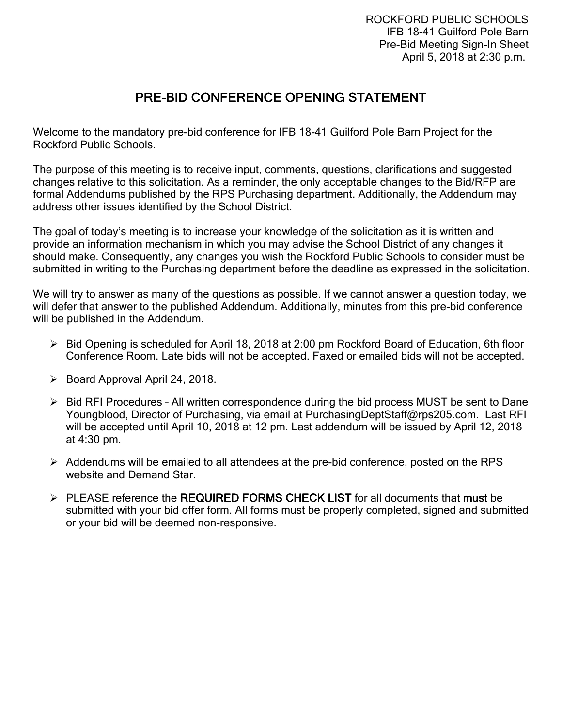ROCKFORD PUBLIC SCHOOLS
IFB 18-41 Guilford Pole Barn
Pre-Bid Meeting Sign-In Sheet
April 5, 2018 at 2:30 p.m.

# PRE-BID CONFERENCE OPENING STATEMENT

Welcome to the mandatory pre-bid conference for IFB 18-41 Guilford Pole Barn Project for the Rockford Public Schools.

The purpose of this meeting is to receive input, comments, questions, clarifications and suggested changes relative to this solicitation. As a reminder, the only acceptable changes to the Bid/RFP are formal Addendums published by the RPS Purchasing department. Additionally, the Addendum may address other issues identified by the School District.

The goal of today's meeting is to increase your knowledge of the solicitation as it is written and provide an information mechanism in which you may advise the School District of any changes it should make. Consequently, any changes you wish the Rockford Public Schools to consider must be submitted in writing to the Purchasing department before the deadline as expressed in the solicitation.

We will try to answer as many of the questions as possible. If we cannot answer a question today, we will defer that answer to the published Addendum. Additionally, minutes from this pre-bid conference will be published in the Addendum.

- Bid Opening is scheduled for April 18, 2018 at 2:00 pm Rockford Board of Education, 6th floor Conference Room. Late bids will not be accepted. Faxed or emailed bids will not be accepted.
- Board Approval April 24, 2018.
- Bid RFI Procedures – All written correspondence during the bid process MUST be sent to Dane Youngblood, Director of Purchasing, via email at PurchasingDeptStaff@rps205.com. Last RFI will be accepted until April 10, 2018 at 12 pm. Last addendum will be issued by April 12, 2018 at 4:30 pm.
- Addendums will be emailed to all attendees at the pre-bid conference, posted on the RPS website and Demand Star.
- PLEASE reference the **REQUIRED FORMS CHECK LIST** for all documents that **must** be submitted with your bid offer form. All forms must be properly completed, signed and submitted or your bid will be deemed non-responsive.